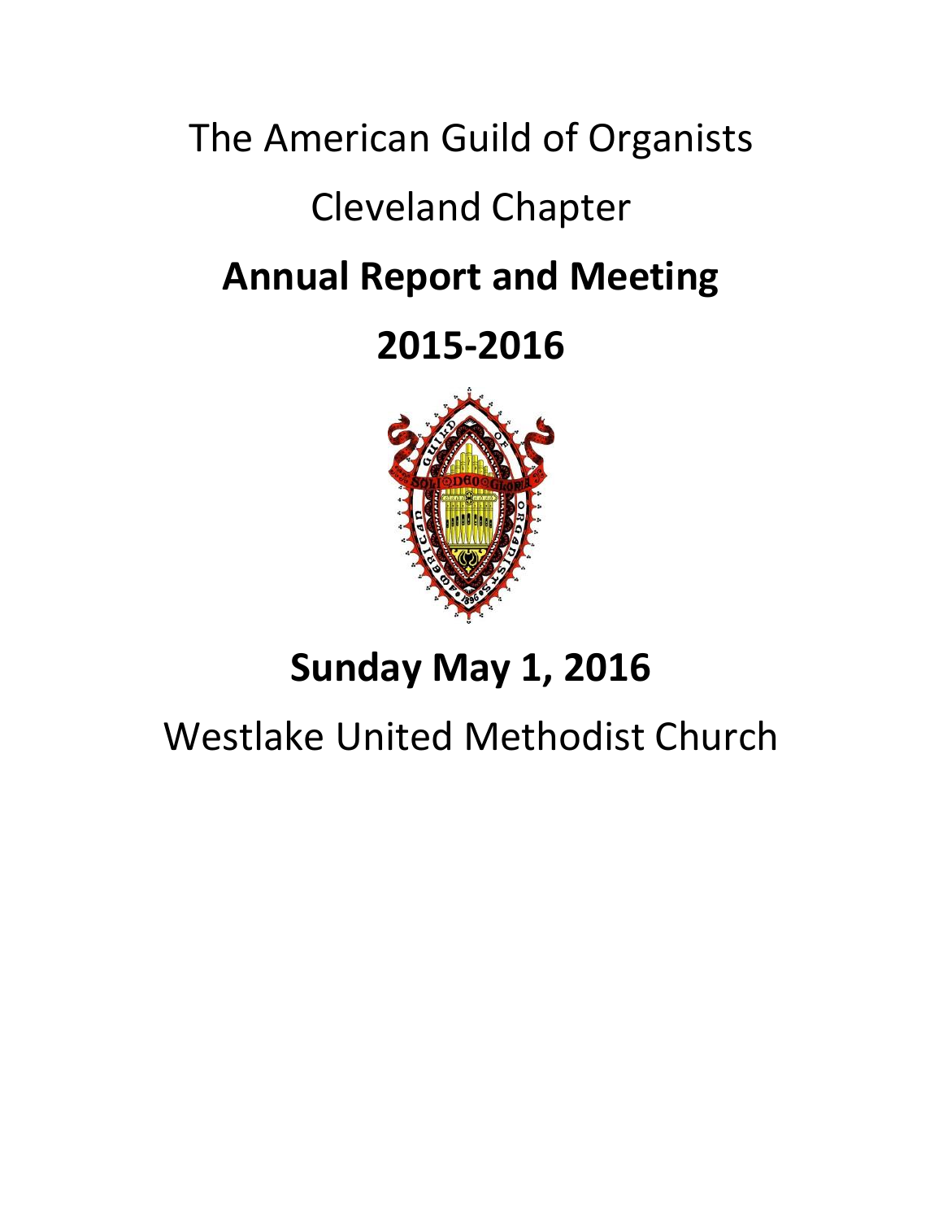The American Guild of Organists

Cleveland Chapter

# Annual Report and Meeting

# 2015-2016

# Sunday May 1, 2016

Westlake United Methodist Church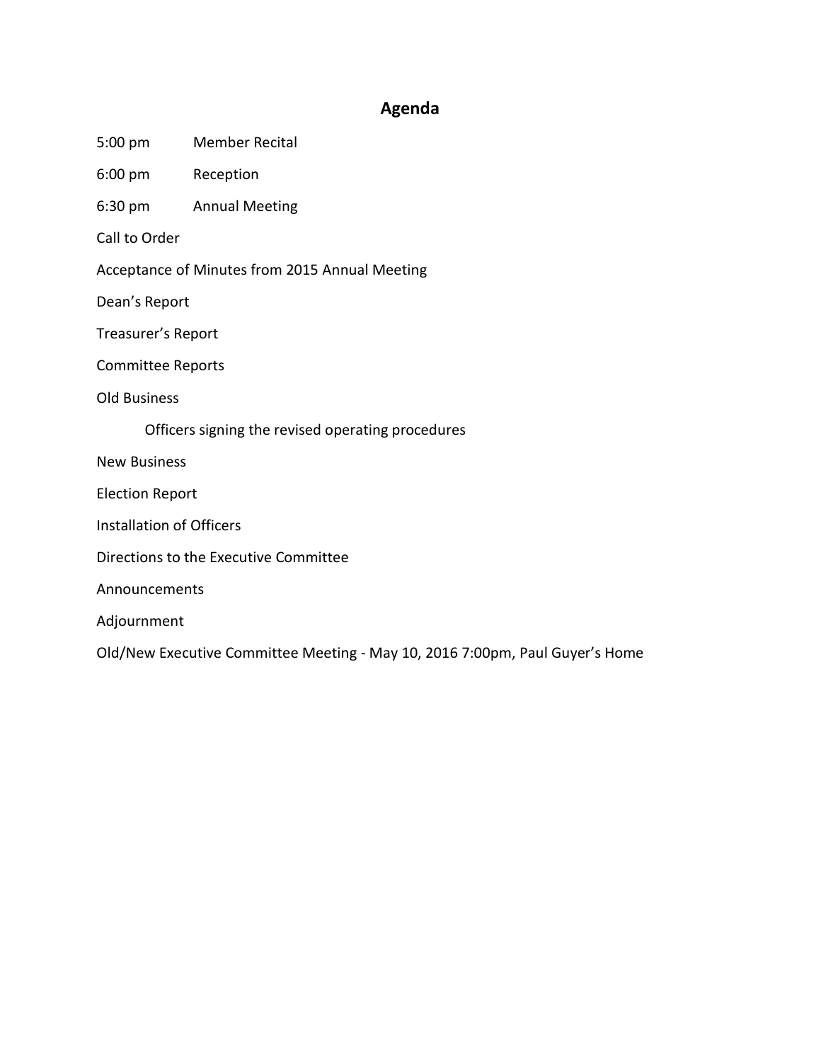## Agenda

5:00 pm Member Recital

6:00 pm Reception

6:30 pm Annual Meeting

Call to Order

Acceptance of Minutes from 2015 Annual Meeting

Dean’s Report

Treasurer’s Report

Committee Reports

Old Business

- Officers signing the revised operating procedures

New Business

Election Report

Installation of Officers

Directions to the Executive Committee

Announcements

Adjournment

Old/New Executive Committee Meeting - May 10, 2016 7:00pm, Paul Guyer’s Home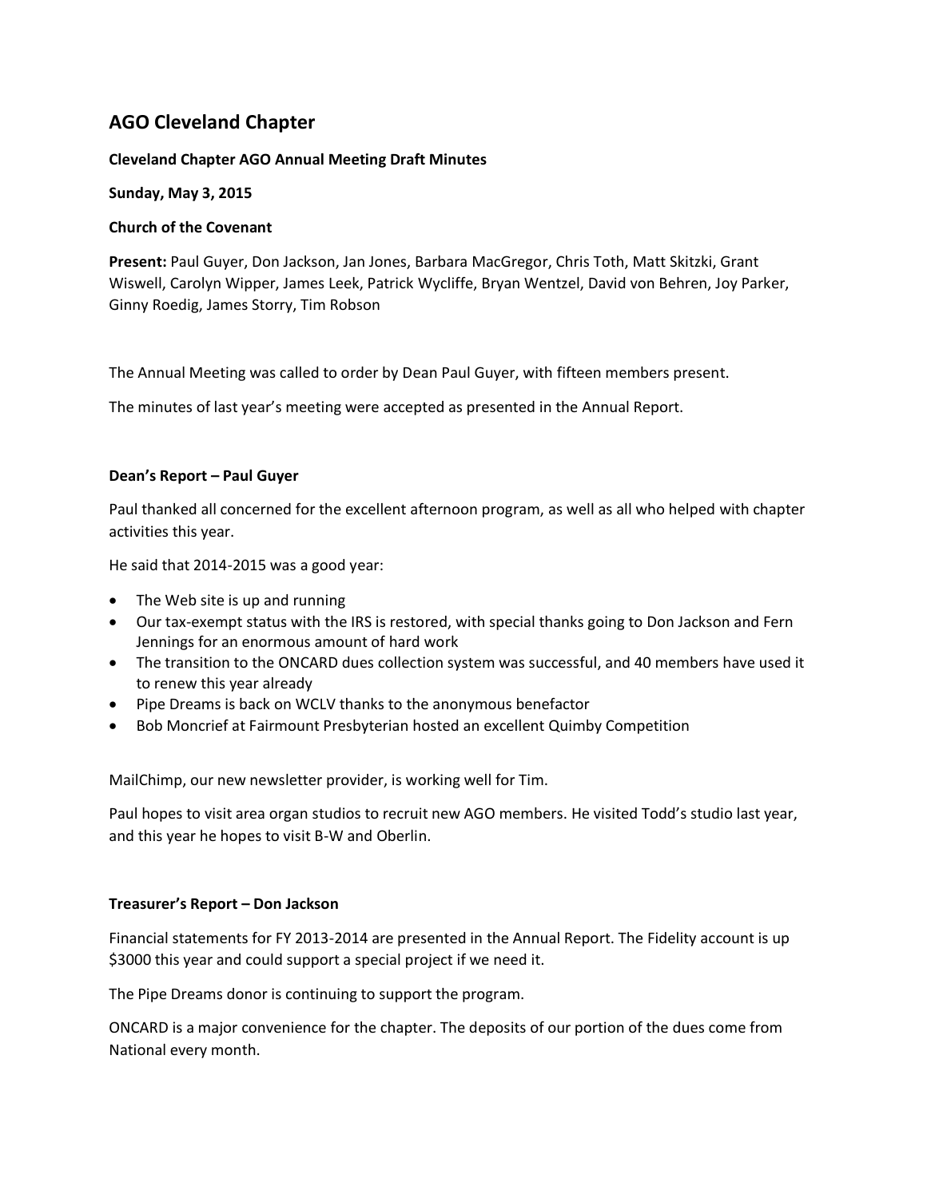## AGO Cleveland Chapter

**Cleveland Chapter AGO Annual Meeting Draft Minutes**

**Sunday, May 3, 2015**

**Church of the Covenant**

**Present:** Paul Guyer, Don Jackson, Jan Jones, Barbara MacGregor, Chris Toth, Matt Skitzki, Grant Wiswell, Carolyn Wipper, James Leek, Patrick Wycliffe, Bryan Wentzel, David von Behren, Joy Parker, Ginny Roedig, James Storry, Tim Robson

The Annual Meeting was called to order by Dean Paul Guyer, with fifteen members present.

The minutes of last year's meeting were accepted as presented in the Annual Report.

### Dean's Report – Paul Guyer

Paul thanked all concerned for the excellent afternoon program, as well as all who helped with chapter activities this year.

He said that 2014-2015 was a good year:

- The Web site is up and running
- Our tax-exempt status with the IRS is restored, with special thanks going to Don Jackson and Fern Jennings for an enormous amount of hard work
- The transition to the ONCARD dues collection system was successful, and 40 members have used it to renew this year already
- Pipe Dreams is back on WCLV thanks to the anonymous benefactor
- Bob Moncrief at Fairmount Presbyterian hosted an excellent Quimby Competition

MailChimp, our new newsletter provider, is working well for Tim.

Paul hopes to visit area organ studios to recruit new AGO members. He visited Todd's studio last year, and this year he hopes to visit B-W and Oberlin.

### Treasurer's Report – Don Jackson

Financial statements for FY 2013-2014 are presented in the Annual Report. The Fidelity account is up $3000 this year and could support a special project if we need it.

The Pipe Dreams donor is continuing to support the program.

ONCARD is a major convenience for the chapter. The deposits of our portion of the dues come from National every month.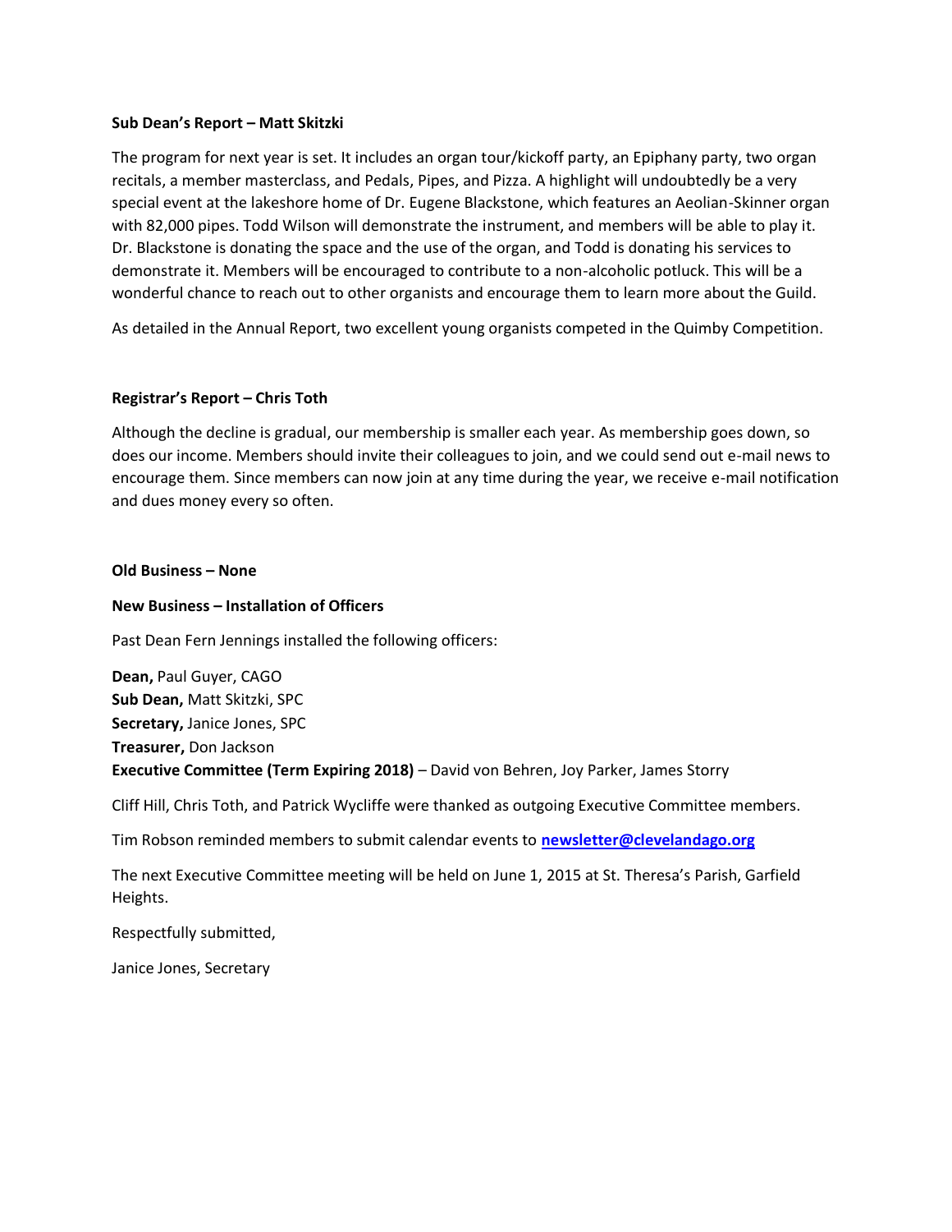**Sub Dean's Report – Matt Skitzki**

The program for next year is set. It includes an organ tour/kickoff party, an Epiphany party, two organ recitals, a member masterclass, and Pedals, Pipes, and Pizza. A highlight will undoubtedly be a very special event at the lakeshore home of Dr. Eugene Blackstone, which features an Aeolian-Skinner organ with 82,000 pipes. Todd Wilson will demonstrate the instrument, and members will be able to play it. Dr. Blackstone is donating the space and the use of the organ, and Todd is donating his services to demonstrate it. Members will be encouraged to contribute to a non-alcoholic potluck. This will be a wonderful chance to reach out to other organists and encourage them to learn more about the Guild.

As detailed in the Annual Report, two excellent young organists competed in the Quimby Competition.

**Registrar's Report – Chris Toth**

Although the decline is gradual, our membership is smaller each year. As membership goes down, so does our income. Members should invite their colleagues to join, and we could send out e-mail news to encourage them. Since members can now join at any time during the year, we receive e-mail notification and dues money every so often.

**Old Business – None**

**New Business – Installation of Officers**

Past Dean Fern Jennings installed the following officers:

**Dean,** Paul Guyer, CAGO
**Sub Dean,** Matt Skitzki, SPC
**Secretary,** Janice Jones, SPC
**Treasurer,** Don Jackson
**Executive Committee (Term Expiring 2018)** – David von Behren, Joy Parker, James Storry

Cliff Hill, Chris Toth, and Patrick Wycliffe were thanked as outgoing Executive Committee members.

Tim Robson reminded members to submit calendar events to **newsletter@clevelandago.org**

The next Executive Committee meeting will be held on June 1, 2015 at St. Theresa's Parish, Garfield Heights.

Respectfully submitted,

Janice Jones, Secretary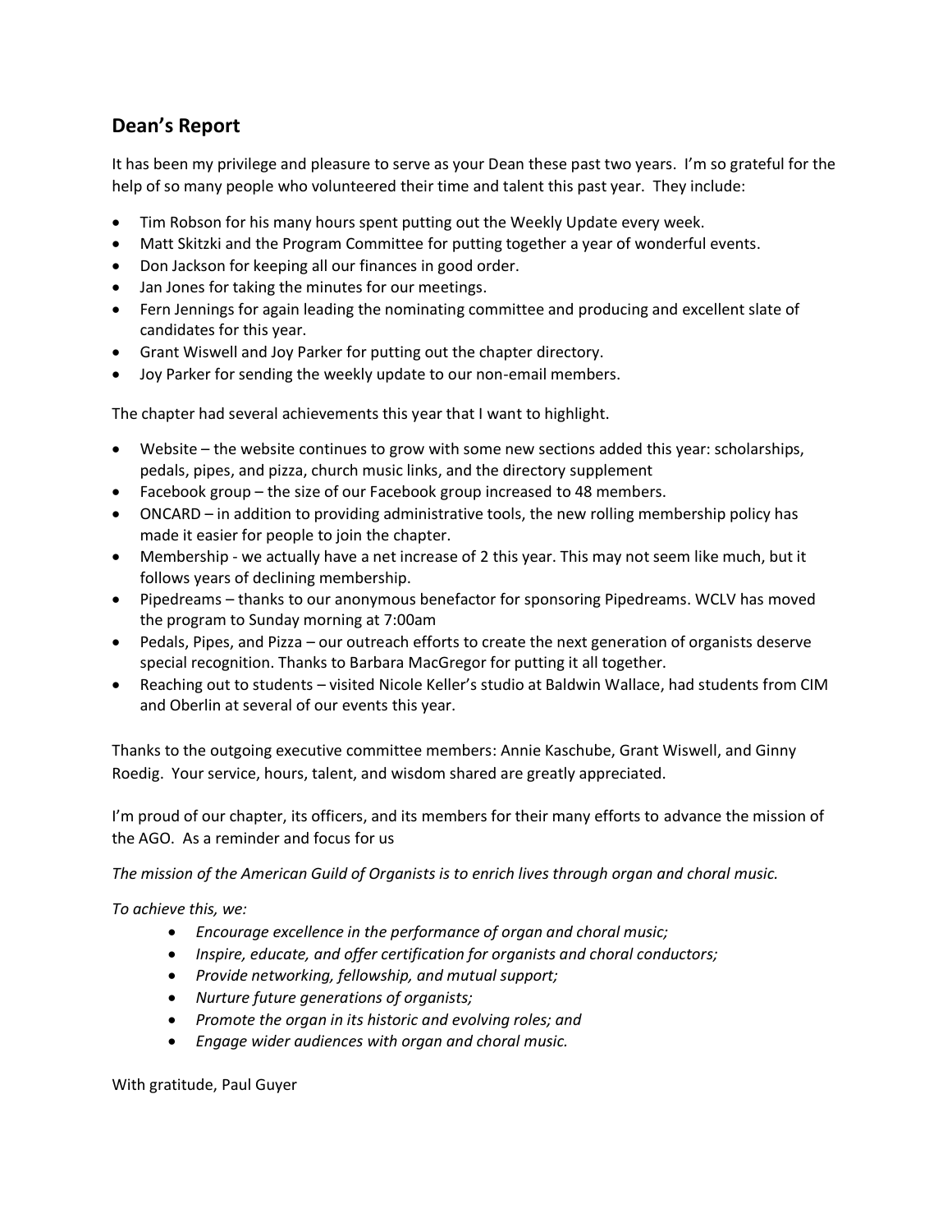## Dean's Report

It has been my privilege and pleasure to serve as your Dean these past two years. I'm so grateful for the help of so many people who volunteered their time and talent this past year. They include:

- Tim Robson for his many hours spent putting out the Weekly Update every week.
- Matt Skitzki and the Program Committee for putting together a year of wonderful events.
- Don Jackson for keeping all our finances in good order.
- Jan Jones for taking the minutes for our meetings.
- Fern Jennings for again leading the nominating committee and producing and excellent slate of candidates for this year.
- Grant Wiswell and Joy Parker for putting out the chapter directory.
- Joy Parker for sending the weekly update to our non-email members.

The chapter had several achievements this year that I want to highlight.

- Website – the website continues to grow with some new sections added this year: scholarships, pedals, pipes, and pizza, church music links, and the directory supplement
- Facebook group – the size of our Facebook group increased to 48 members.
- ONCARD – in addition to providing administrative tools, the new rolling membership policy has made it easier for people to join the chapter.
- Membership - we actually have a net increase of 2 this year. This may not seem like much, but it follows years of declining membership.
- Pipedreams – thanks to our anonymous benefactor for sponsoring Pipedreams. WCLV has moved the program to Sunday morning at 7:00am
- Pedals, Pipes, and Pizza – our outreach efforts to create the next generation of organists deserve special recognition. Thanks to Barbara MacGregor for putting it all together.
- Reaching out to students – visited Nicole Keller's studio at Baldwin Wallace, had students from CIM and Oberlin at several of our events this year.

Thanks to the outgoing executive committee members: Annie Kaschube, Grant Wiswell, and Ginny Roedig. Your service, hours, talent, and wisdom shared are greatly appreciated.

I'm proud of our chapter, its officers, and its members for their many efforts to advance the mission of the AGO. As a reminder and focus for us

*The mission of the American Guild of Organists is to enrich lives through organ and choral music.*

*To achieve this, we:*

- *Encourage excellence in the performance of organ and choral music;*
- *Inspire, educate, and offer certification for organists and choral conductors;*
- *Provide networking, fellowship, and mutual support;*
- *Nurture future generations of organists;*
- *Promote the organ in its historic and evolving roles; and*
- *Engage wider audiences with organ and choral music.*

With gratitude, Paul Guyer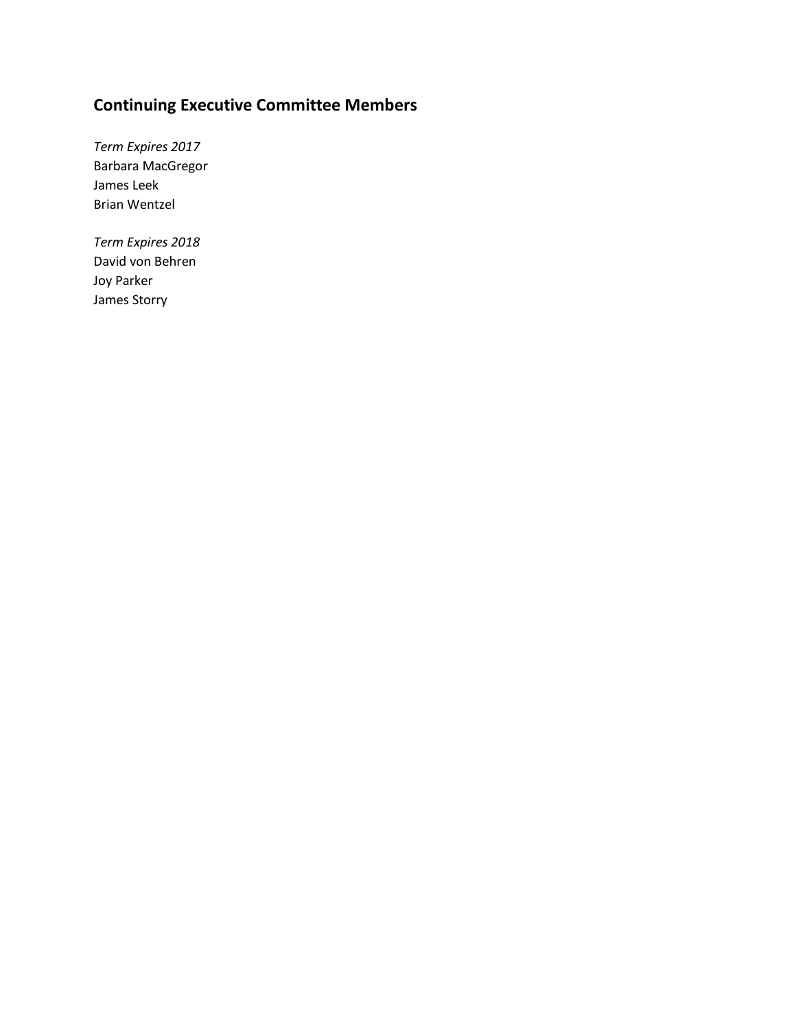## Continuing Executive Committee Members

*Term Expires 2017*
Barbara MacGregor
James Leek
Brian Wentzel

*Term Expires 2018*
David von Behren
Joy Parker
James Storry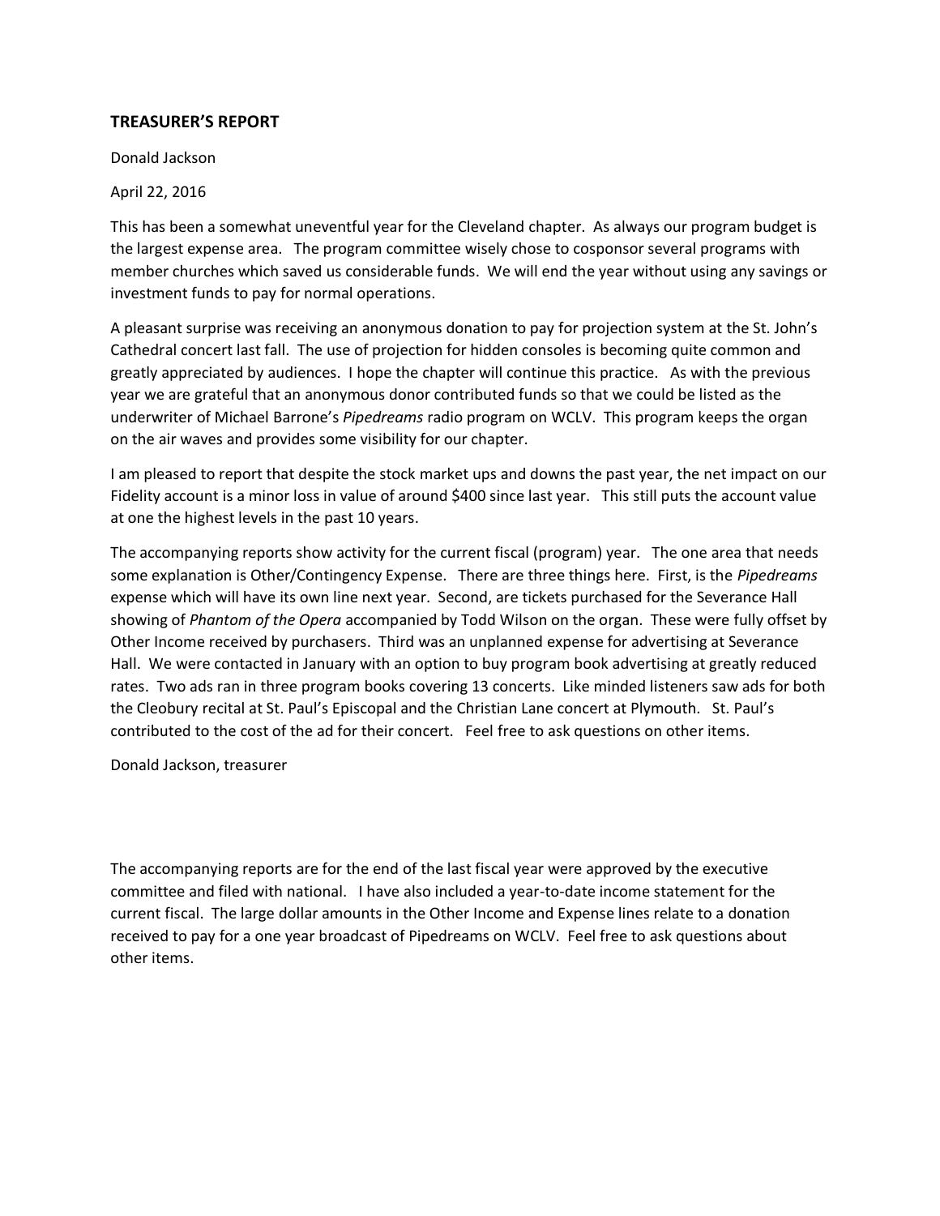## TREASURER'S REPORT

Donald Jackson

April 22, 2016

This has been a somewhat uneventful year for the Cleveland chapter. As always our program budget is the largest expense area. The program committee wisely chose to cosponsor several programs with member churches which saved us considerable funds. We will end the year without using any savings or investment funds to pay for normal operations.

A pleasant surprise was receiving an anonymous donation to pay for projection system at the St. John's Cathedral concert last fall. The use of projection for hidden consoles is becoming quite common and greatly appreciated by audiences. I hope the chapter will continue this practice. As with the previous year we are grateful that an anonymous donor contributed funds so that we could be listed as the underwriter of Michael Barrone's *Pipedreams* radio program on WCLV. This program keeps the organ on the air waves and provides some visibility for our chapter.

I am pleased to report that despite the stock market ups and downs the past year, the net impact on our Fidelity account is a minor loss in value of around $400 since last year. This still puts the account value at one the highest levels in the past 10 years.

The accompanying reports show activity for the current fiscal (program) year. The one area that needs some explanation is Other/Contingency Expense. There are three things here. First, is the *Pipedreams* expense which will have its own line next year. Second, are tickets purchased for the Severance Hall showing of *Phantom of the Opera* accompanied by Todd Wilson on the organ. These were fully offset by Other Income received by purchasers. Third was an unplanned expense for advertising at Severance Hall. We were contacted in January with an option to buy program book advertising at greatly reduced rates. Two ads ran in three program books covering 13 concerts. Like minded listeners saw ads for both the Cleobury recital at St. Paul's Episcopal and the Christian Lane concert at Plymouth. St. Paul's contributed to the cost of the ad for their concert. Feel free to ask questions on other items.

Donald Jackson, treasurer

The accompanying reports are for the end of the last fiscal year were approved by the executive committee and filed with national. I have also included a year-to-date income statement for the current fiscal. The large dollar amounts in the Other Income and Expense lines relate to a donation received to pay for a one year broadcast of Pipedreams on WCLV. Feel free to ask questions about other items.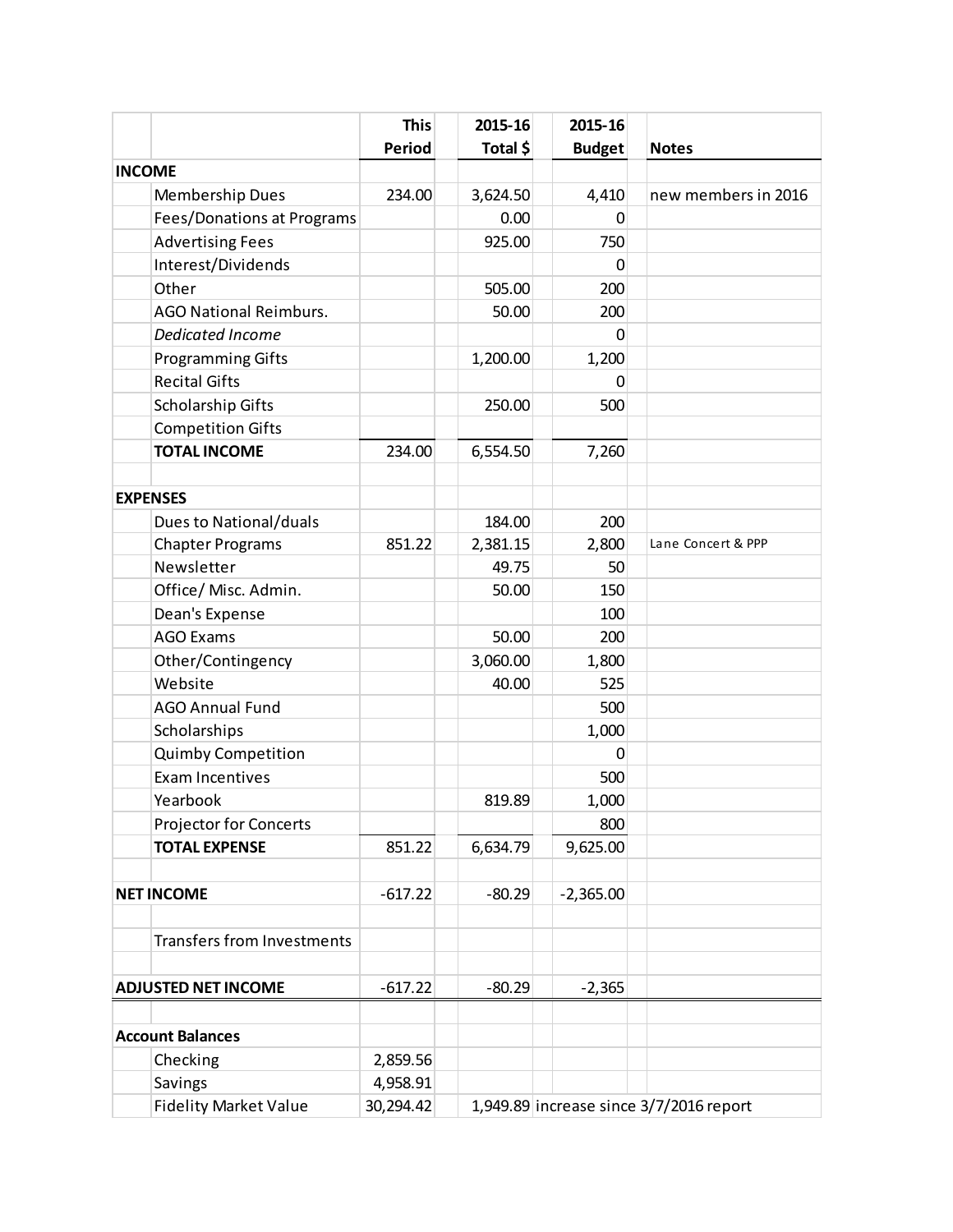| | | This Period | 2015-16 Total $ | 2015-16 Budget | Notes |
|---|---|---|---|---|---|
| **INCOME** | | | | | |
| | Membership Dues | 234.00 | 3,624.50 | 4,410 | new members in 2016 |
| | Fees/Donations at Programs | | 0.00 | 0 | |
| | Advertising Fees | | 925.00 | 750 | |
| | Interest/Dividends | | | 0 | |
| | Other | | 505.00 | 200 | |
| | AGO National Reimburs. | | 50.00 | 200 | |
| | *Dedicated Income* | | | 0 | |
| | Programming Gifts | | 1,200.00 | 1,200 | |
| | Recital Gifts | | | 0 | |
| | Scholarship Gifts | | 250.00 | 500 | |
| | Competition Gifts | | | | |
| | **TOTAL INCOME** | 234.00 | 6,554.50 | 7,260 | |
| | | | | | |
| **EXPENSES** | | | | | |
| | Dues to National/duals | | 184.00 | 200 | |
| | Chapter Programs | 851.22 | 2,381.15 | 2,800 | Lane Concert & PPP |
| | Newsletter | | 49.75 | 50 | |
| | Office/ Misc. Admin. | | 50.00 | 150 | |
| | Dean's Expense | | | 100 | |
| | AGO Exams | | 50.00 | 200 | |
| | Other/Contingency | | 3,060.00 | 1,800 | |
| | Website | | 40.00 | 525 | |
| | AGO Annual Fund | | | 500 | |
| | Scholarships | | | 1,000 | |
| | Quimby Competition | | | 0 | |
| | Exam Incentives | | | 500 | |
| | Yearbook | | 819.89 | 1,000 | |
| | Projector for Concerts | | | 800 | |
| | **TOTAL EXPENSE** | 851.22 | 6,634.79 | 9,625.00 | |
| | | | | | |
| **NET INCOME** | | -617.22 | -80.29 | -2,365.00 | |
| | | | | | |
| | Transfers from Investments | | | | |
| | | | | | |
| **ADJUSTED NET INCOME** | | -617.22 | -80.29 | -2,365 | |
| | | | | | |
| **Account Balances** | | | | | |
| | Checking | 2,859.56 | | | |
| | Savings | 4,958.91 | | | |
| | Fidelity Market Value | 30,294.42 | 1,949.89 increase since 3/7/2016 report | | |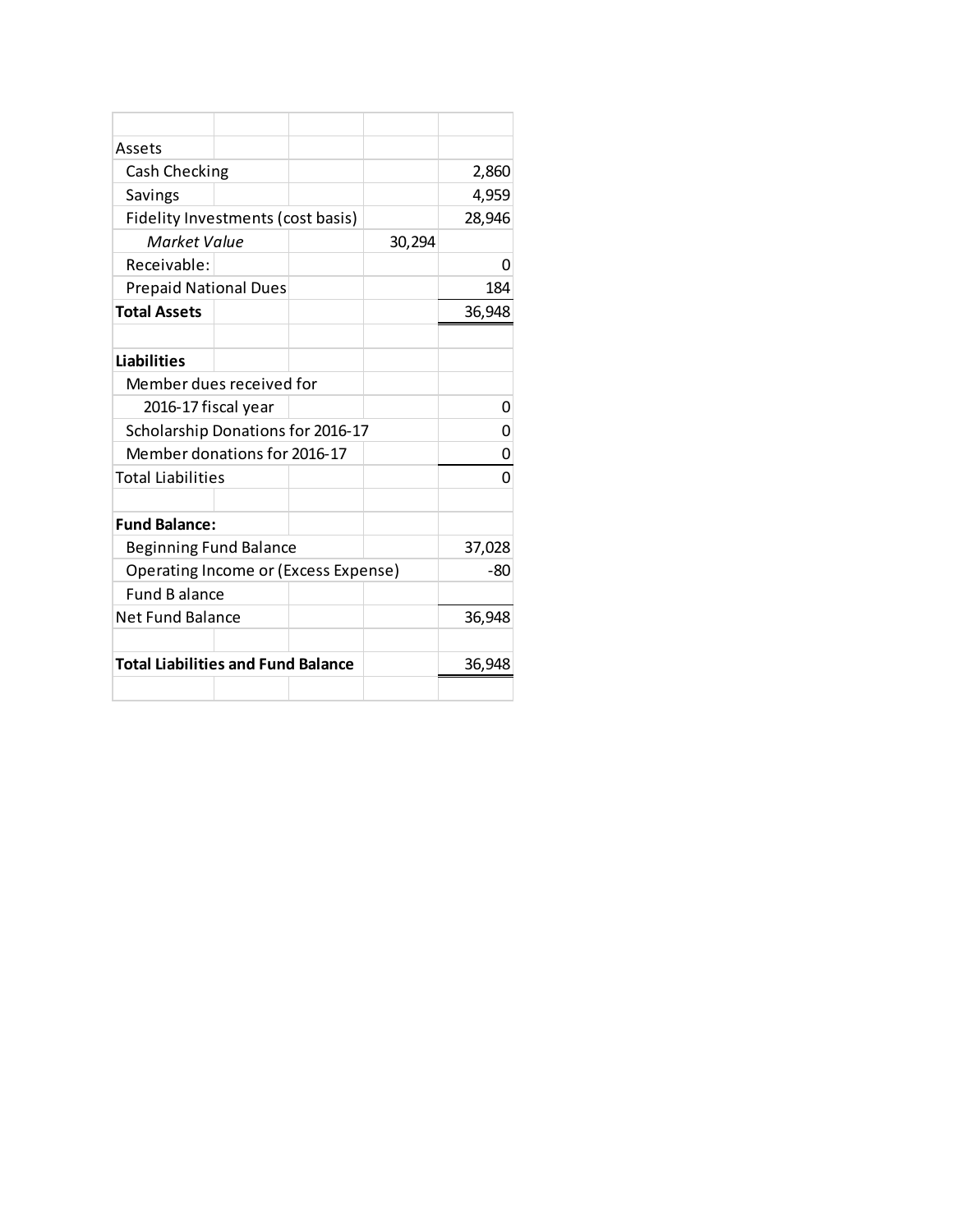| | | |
|---|---|---|
| Assets | | |
| Cash Checking | | 2,860 |
| Savings | | 4,959 |
| Fidelity Investments (cost basis) | | 28,946 |
| *Market Value* | 30,294 | |
| Receivable: | | 0 |
| Prepaid National Dues | | 184 |
| **Total Assets** | | 36,948 |
| | | |
| **Liabilities** | | |
| Member dues received for | | |
| 2016-17 fiscal year | | 0 |
| Scholarship Donations for 2016-17 | | 0 |
| Member donations for 2016-17 | | 0 |
| Total Liabilities | | 0 |
| | | |
| **Fund Balance:** | | |
| Beginning Fund Balance | | 37,028 |
| Operating Income or (Excess Expense) | | -80 |
| Fund B alance | | |
| Net Fund Balance | | 36,948 |
| | | |
| **Total Liabilities and Fund Balance** | | 36,948 |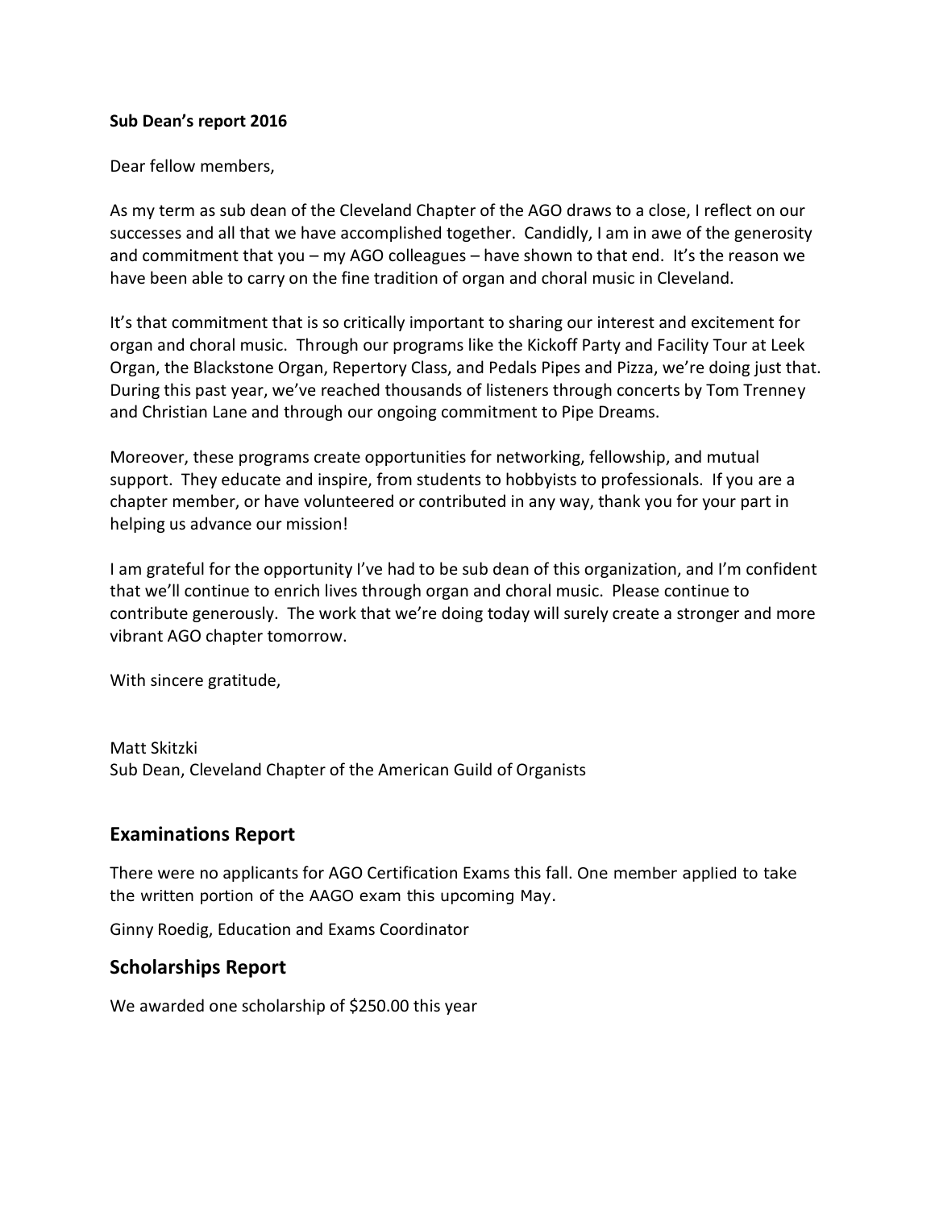**Sub Dean's report 2016**

Dear fellow members,

As my term as sub dean of the Cleveland Chapter of the AGO draws to a close, I reflect on our successes and all that we have accomplished together. Candidly, I am in awe of the generosity and commitment that you – my AGO colleagues – have shown to that end. It's the reason we have been able to carry on the fine tradition of organ and choral music in Cleveland.

It's that commitment that is so critically important to sharing our interest and excitement for organ and choral music. Through our programs like the Kickoff Party and Facility Tour at Leek Organ, the Blackstone Organ, Repertory Class, and Pedals Pipes and Pizza, we're doing just that. During this past year, we've reached thousands of listeners through concerts by Tom Trenney and Christian Lane and through our ongoing commitment to Pipe Dreams.

Moreover, these programs create opportunities for networking, fellowship, and mutual support. They educate and inspire, from students to hobbyists to professionals. If you are a chapter member, or have volunteered or contributed in any way, thank you for your part in helping us advance our mission!

I am grateful for the opportunity I've had to be sub dean of this organization, and I'm confident that we'll continue to enrich lives through organ and choral music. Please continue to contribute generously. The work that we're doing today will surely create a stronger and more vibrant AGO chapter tomorrow.

With sincere gratitude,

Matt Skitzki
Sub Dean, Cleveland Chapter of the American Guild of Organists

## Examinations Report

There were no applicants for AGO Certification Exams this fall. One member applied to take the written portion of the AAGO exam this upcoming May.

Ginny Roedig, Education and Exams Coordinator

## Scholarships Report

We awarded one scholarship of $250.00 this year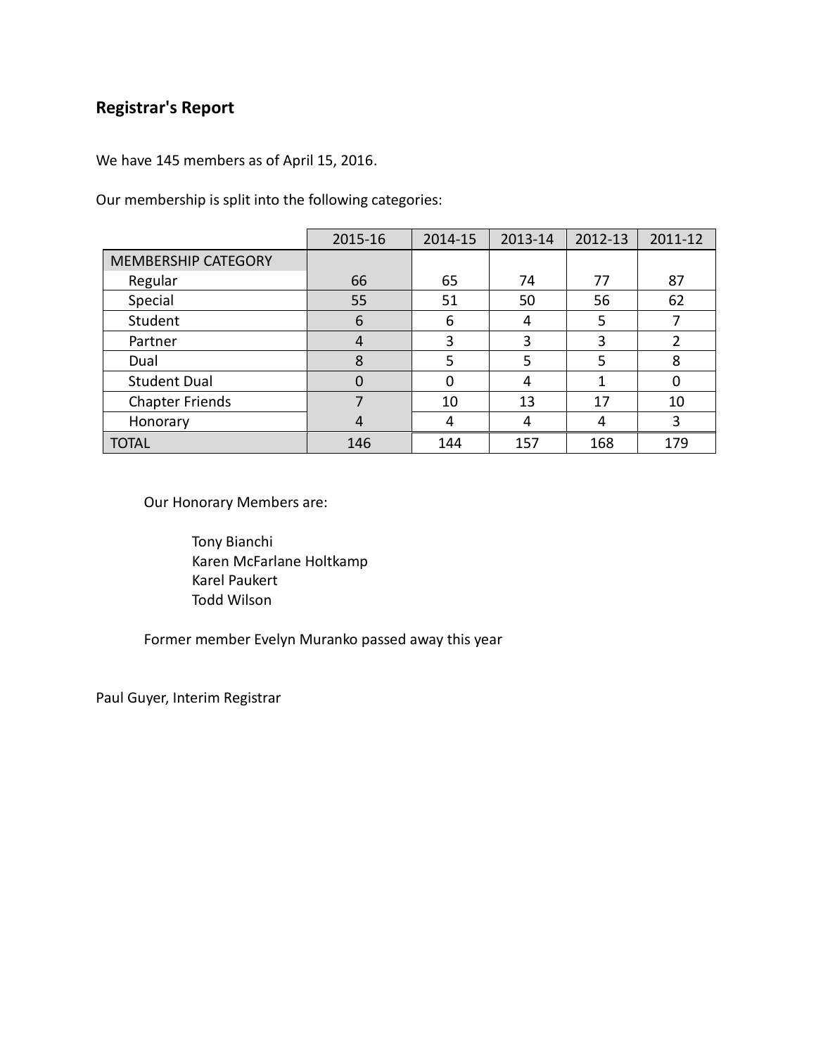## Registrar's Report

We have 145 members as of April 15, 2016.

Our membership is split into the following categories:

| | 2015-16 | 2014-15 | 2013-14 | 2012-13 | 2011-12 |
|---|---|---|---|---|---|
| MEMBERSHIP CATEGORY | | | | | |
| Regular | 66 | 65 | 74 | 77 | 87 |
| Special | 55 | 51 | 50 | 56 | 62 |
| Student | 6 | 6 | 4 | 5 | 7 |
| Partner | 4 | 3 | 3 | 3 | 2 |
| Dual | 8 | 5 | 5 | 5 | 8 |
| Student Dual | 0 | 0 | 4 | 1 | 0 |
| Chapter Friends | 7 | 10 | 13 | 17 | 10 |
| Honorary | 4 | 4 | 4 | 4 | 3 |
| TOTAL | 146 | 144 | 157 | 168 | 179 |

Our Honorary Members are:

Tony Bianchi
Karen McFarlane Holtkamp
Karel Paukert
Todd Wilson

Former member Evelyn Muranko passed away this year

Paul Guyer, Interim Registrar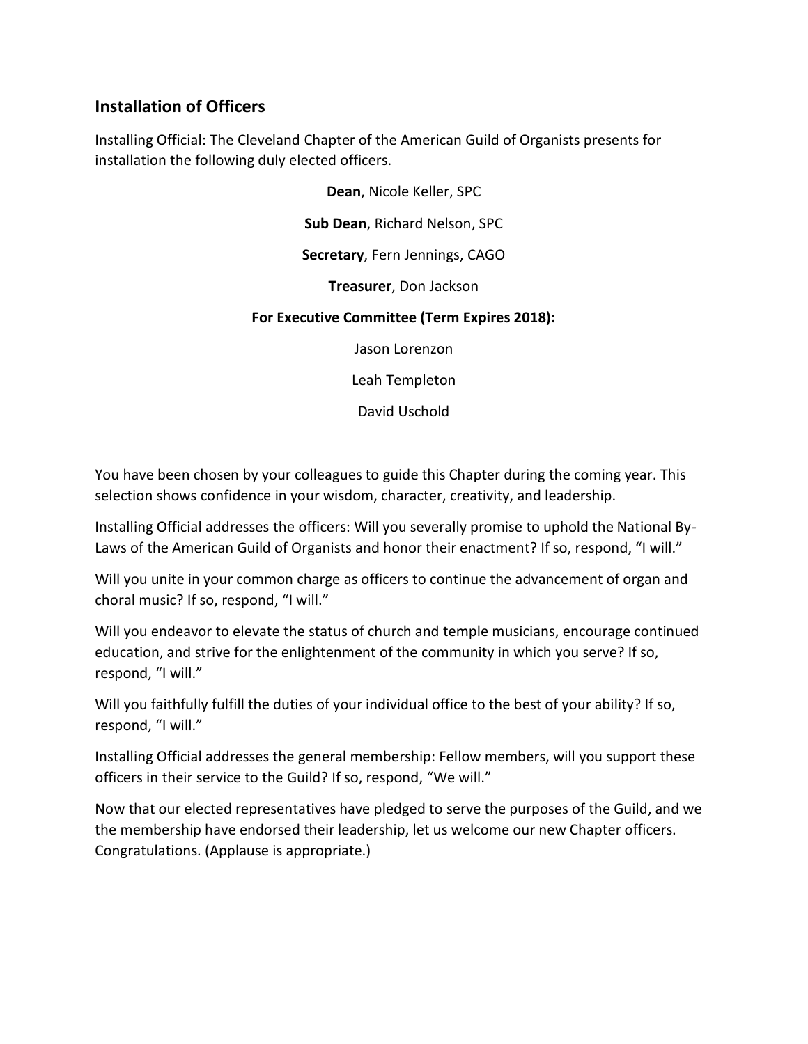## Installation of Officers

Installing Official: The Cleveland Chapter of the American Guild of Organists presents for installation the following duly elected officers.

**Dean**, Nicole Keller, SPC

**Sub Dean**, Richard Nelson, SPC

**Secretary**, Fern Jennings, CAGO

**Treasurer**, Don Jackson

**For Executive Committee (Term Expires 2018):**

Jason Lorenzon

Leah Templeton

David Uschold

You have been chosen by your colleagues to guide this Chapter during the coming year. This selection shows confidence in your wisdom, character, creativity, and leadership.

Installing Official addresses the officers: Will you severally promise to uphold the National By-Laws of the American Guild of Organists and honor their enactment? If so, respond, "I will."

Will you unite in your common charge as officers to continue the advancement of organ and choral music? If so, respond, "I will."

Will you endeavor to elevate the status of church and temple musicians, encourage continued education, and strive for the enlightenment of the community in which you serve? If so, respond, "I will."

Will you faithfully fulfill the duties of your individual office to the best of your ability? If so, respond, "I will."

Installing Official addresses the general membership: Fellow members, will you support these officers in their service to the Guild? If so, respond, "We will."

Now that our elected representatives have pledged to serve the purposes of the Guild, and we the membership have endorsed their leadership, let us welcome our new Chapter officers. Congratulations. (Applause is appropriate.)